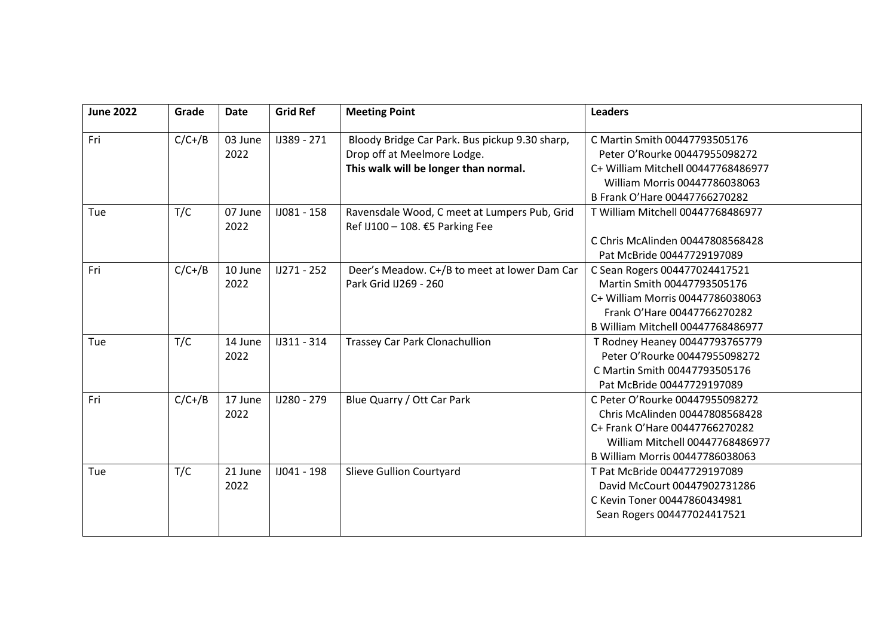| June 2022 | Grade | Date | Grid Ref | Meeting Point | Leaders |
|---|---|---|---|---|---|
| Fri | C/C+/B | 03 June 2022 | IJ389 - 271 | Bloody Bridge Car Park. Bus pickup 9.30 sharp, Drop off at Meelmore Lodge. **This walk will be longer than normal.** | C Martin Smith 00447793505176<br>Peter O'Rourke 00447955098272<br>C+ William Mitchell 00447768486977<br>William Morris 00447786038063<br>B Frank O'Hare 00447766270282 |
| Tue | T/C | 07 June 2022 | IJ081 - 158 | Ravensdale Wood, C meet at Lumpers Pub, Grid Ref IJ100 – 108. €5 Parking Fee | T William Mitchell 00447768486977<br><br>C Chris McAlinden 00447808568428<br>Pat McBride 00447729197089 |
| Fri | C/C+/B | 10 June 2022 | IJ271 - 252 | Deer's Meadow. C+/B to meet at lower Dam Car Park Grid IJ269 - 260 | C Sean Rogers 004477024417521<br>Martin Smith 00447793505176<br>C+ William Morris 00447786038063<br>Frank O'Hare 00447766270282<br>B William Mitchell 00447768486977 |
| Tue | T/C | 14 June 2022 | IJ311 - 314 | Trassey Car Park Clonachullion | T Rodney Heaney 00447793765779<br>Peter O'Rourke 00447955098272<br>C Martin Smith 00447793505176<br>Pat McBride 00447729197089 |
| Fri | C/C+/B | 17 June 2022 | IJ280 - 279 | Blue Quarry / Ott Car Park | C Peter O'Rourke 00447955098272<br>Chris McAlinden 00447808568428<br>C+ Frank O'Hare 00447766270282<br>William Mitchell 00447768486977<br>B William Morris 00447786038063 |
| Tue | T/C | 21 June 2022 | IJ041 - 198 | Slieve Gullion Courtyard | T Pat McBride 00447729197089<br>David McCourt 00447902731286<br>C Kevin Toner 00447860434981<br>Sean Rogers 004477024417521 |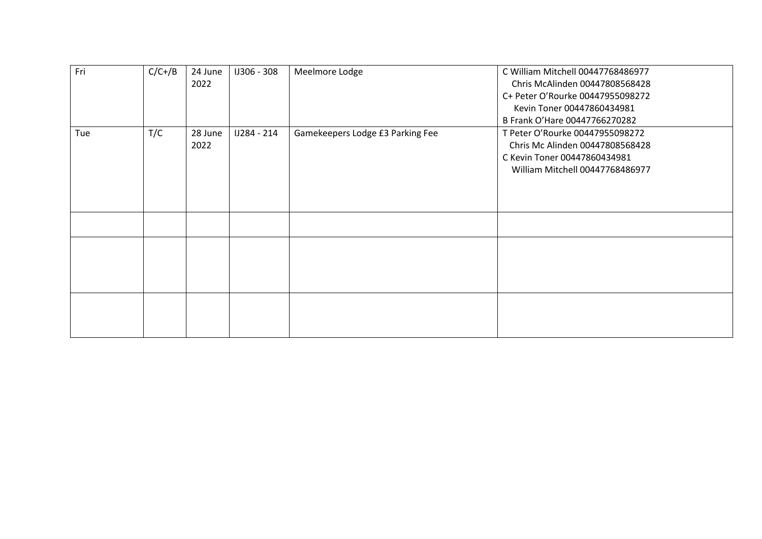| | | | | | |
|---|---|---|---|---|---|
| Fri | C/C+/B | 24 June 2022 | IJ306 - 308 | Meelmore Lodge | C William Mitchell 00447768486977<br>Chris McAlinden 00447808568428<br>C+ Peter O'Rourke 00447955098272<br>Kevin Toner 00447860434981<br>B Frank O'Hare 00447766270282 |
| Tue | T/C | 28 June 2022 | IJ284 - 214 | Gamekeepers Lodge £3 Parking Fee | T Peter O'Rourke 00447955098272<br>Chris Mc Alinden 00447808568428<br>C Kevin Toner 00447860434981<br>William Mitchell 00447768486977 |
| | | | | | |
| | | | | | |
| | | | | | |